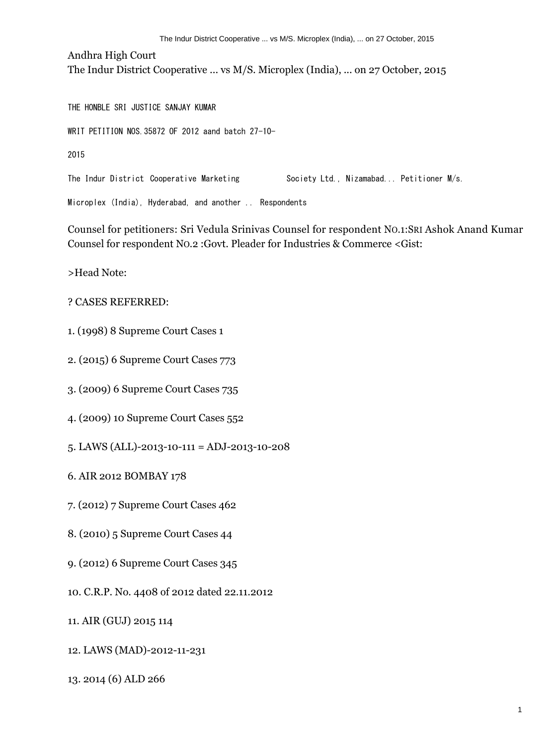Andhra High Court

The Indur District Cooperative ... vs M/S. Microplex (India), ... on 27 October, 2015

THE HONBLE SRI JUSTICE SANJAY KUMAR

WRIT PETITION NOS.35872 OF 2012 aand batch 27-10-2015

The Indur District Cooperative Marketing Society Ltd., Nizamabad... Petitioner M/s. Microplex (India), Hyderabad, and another .. Respondents

Counsel for petitioners: Sri Vedula Srinivas Counsel for respondent No.1:Sri Ashok Anand Kumar Counsel for respondent No.2 :Govt. Pleader for Industries & Commerce <Gist:

>Head Note:

? CASES REFERRED:

1. (1998) 8 Supreme Court Cases 1

2. (2015) 6 Supreme Court Cases 773

3. (2009) 6 Supreme Court Cases 735

4. (2009) 10 Supreme Court Cases 552

5. LAWS (ALL)-2013-10-111 = ADJ-2013-10-208

6. AIR 2012 BOMBAY 178

7. (2012) 7 Supreme Court Cases 462

8. (2010) 5 Supreme Court Cases 44

9. (2012) 6 Supreme Court Cases 345

10. C.R.P. No. 4408 of 2012 dated 22.11.2012

11. AIR (GUJ) 2015 114

12. LAWS (MAD)-2012-11-231

13. 2014 (6) ALD 266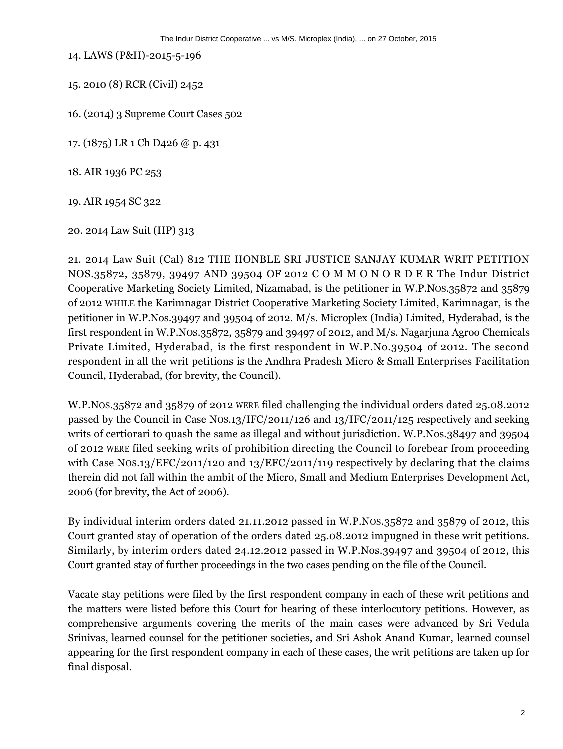14. LAWS (P&H)-2015-5-196

15. 2010 (8) RCR (Civil) 2452

16. (2014) 3 Supreme Court Cases 502

17. (1875) LR 1 Ch D426 @ p. 431

18. AIR 1936 PC 253

19. AIR 1954 SC 322

20. 2014 Law Suit (HP) 313

21. 2014 Law Suit (Cal) 812 THE HONBLE SRI JUSTICE SANJAY KUMAR WRIT PETITION NOS.35872, 35879, 39497 AND 39504 OF 2012 C O M M O N O R D E R The Indur District Cooperative Marketing Society Limited, Nizamabad, is the petitioner in W.P.NOS.35872 and 35879 of 2012 WHILE the Karimnagar District Cooperative Marketing Society Limited, Karimnagar, is the petitioner in W.P.Nos.39497 and 39504 of 2012. M/s. Microplex (India) Limited, Hyderabad, is the first respondent in W.P.NOS.35872, 35879 and 39497 of 2012, and M/s. Nagarjuna Agroo Chemicals Private Limited, Hyderabad, is the first respondent in W.P.No.39504 of 2012. The second respondent in all the writ petitions is the Andhra Pradesh Micro & Small Enterprises Facilitation Council, Hyderabad, (for brevity, the Council).

W.P.NOS.35872 and 35879 of 2012 WERE filed challenging the individual orders dated 25.08.2012 passed by the Council in Case NOS.13/IFC/2011/126 and 13/IFC/2011/125 respectively and seeking writs of certiorari to quash the same as illegal and without jurisdiction. W.P.Nos.38497 and 39504 of 2012 WERE filed seeking writs of prohibition directing the Council to forebear from proceeding with Case NOS.13/EFC/2011/120 and 13/EFC/2011/119 respectively by declaring that the claims therein did not fall within the ambit of the Micro, Small and Medium Enterprises Development Act, 2006 (for brevity, the Act of 2006).

By individual interim orders dated 21.11.2012 passed in W.P.NOS.35872 and 35879 of 2012, this Court granted stay of operation of the orders dated 25.08.2012 impugned in these writ petitions. Similarly, by interim orders dated 24.12.2012 passed in W.P.Nos.39497 and 39504 of 2012, this Court granted stay of further proceedings in the two cases pending on the file of the Council.

Vacate stay petitions were filed by the first respondent company in each of these writ petitions and the matters were listed before this Court for hearing of these interlocutory petitions. However, as comprehensive arguments covering the merits of the main cases were advanced by Sri Vedula Srinivas, learned counsel for the petitioner societies, and Sri Ashok Anand Kumar, learned counsel appearing for the first respondent company in each of these cases, the writ petitions are taken up for final disposal.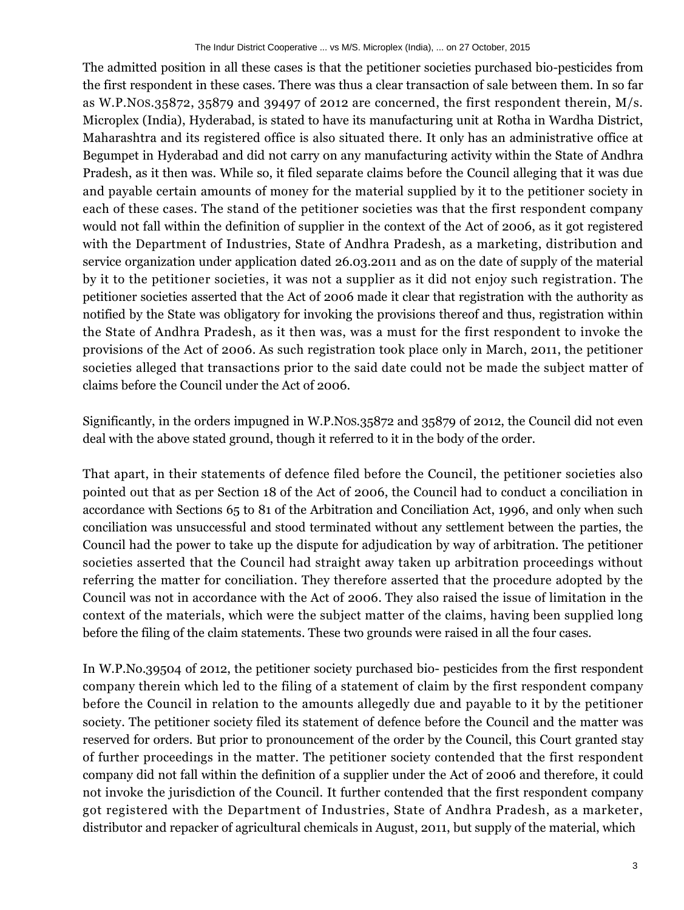The admitted position in all these cases is that the petitioner societies purchased bio-pesticides from the first respondent in these cases. There was thus a clear transaction of sale between them. In so far as W.P.NOS.35872, 35879 and 39497 of 2012 are concerned, the first respondent therein, M/s. Microplex (India), Hyderabad, is stated to have its manufacturing unit at Rotha in Wardha District, Maharashtra and its registered office is also situated there. It only has an administrative office at Begumpet in Hyderabad and did not carry on any manufacturing activity within the State of Andhra Pradesh, as it then was. While so, it filed separate claims before the Council alleging that it was due and payable certain amounts of money for the material supplied by it to the petitioner society in each of these cases. The stand of the petitioner societies was that the first respondent company would not fall within the definition of supplier in the context of the Act of 2006, as it got registered with the Department of Industries, State of Andhra Pradesh, as a marketing, distribution and service organization under application dated 26.03.2011 and as on the date of supply of the material by it to the petitioner societies, it was not a supplier as it did not enjoy such registration. The petitioner societies asserted that the Act of 2006 made it clear that registration with the authority as notified by the State was obligatory for invoking the provisions thereof and thus, registration within the State of Andhra Pradesh, as it then was, was a must for the first respondent to invoke the provisions of the Act of 2006. As such registration took place only in March, 2011, the petitioner societies alleged that transactions prior to the said date could not be made the subject matter of claims before the Council under the Act of 2006.

Significantly, in the orders impugned in W.P.NOS.35872 and 35879 of 2012, the Council did not even deal with the above stated ground, though it referred to it in the body of the order.

That apart, in their statements of defence filed before the Council, the petitioner societies also pointed out that as per Section 18 of the Act of 2006, the Council had to conduct a conciliation in accordance with Sections 65 to 81 of the Arbitration and Conciliation Act, 1996, and only when such conciliation was unsuccessful and stood terminated without any settlement between the parties, the Council had the power to take up the dispute for adjudication by way of arbitration. The petitioner societies asserted that the Council had straight away taken up arbitration proceedings without referring the matter for conciliation. They therefore asserted that the procedure adopted by the Council was not in accordance with the Act of 2006. They also raised the issue of limitation in the context of the materials, which were the subject matter of the claims, having been supplied long before the filing of the claim statements. These two grounds were raised in all the four cases.

In W.P.No.39504 of 2012, the petitioner society purchased bio- pesticides from the first respondent company therein which led to the filing of a statement of claim by the first respondent company before the Council in relation to the amounts allegedly due and payable to it by the petitioner society. The petitioner society filed its statement of defence before the Council and the matter was reserved for orders. But prior to pronouncement of the order by the Council, this Court granted stay of further proceedings in the matter. The petitioner society contended that the first respondent company did not fall within the definition of a supplier under the Act of 2006 and therefore, it could not invoke the jurisdiction of the Council. It further contended that the first respondent company got registered with the Department of Industries, State of Andhra Pradesh, as a marketer, distributor and repacker of agricultural chemicals in August, 2011, but supply of the material, which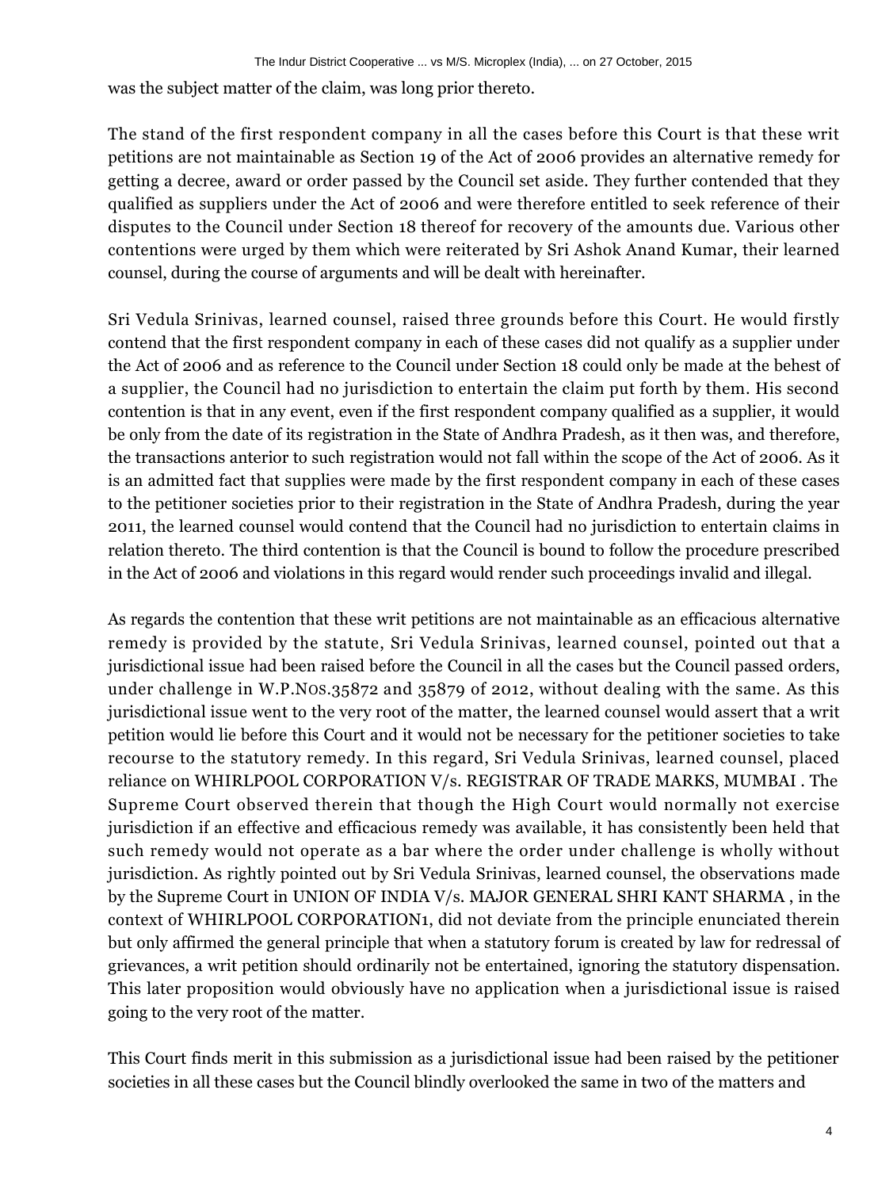was the subject matter of the claim, was long prior thereto.

The stand of the first respondent company in all the cases before this Court is that these writ petitions are not maintainable as Section 19 of the Act of 2006 provides an alternative remedy for getting a decree, award or order passed by the Council set aside. They further contended that they qualified as suppliers under the Act of 2006 and were therefore entitled to seek reference of their disputes to the Council under Section 18 thereof for recovery of the amounts due. Various other contentions were urged by them which were reiterated by Sri Ashok Anand Kumar, their learned counsel, during the course of arguments and will be dealt with hereinafter.

Sri Vedula Srinivas, learned counsel, raised three grounds before this Court. He would firstly contend that the first respondent company in each of these cases did not qualify as a supplier under the Act of 2006 and as reference to the Council under Section 18 could only be made at the behest of a supplier, the Council had no jurisdiction to entertain the claim put forth by them. His second contention is that in any event, even if the first respondent company qualified as a supplier, it would be only from the date of its registration in the State of Andhra Pradesh, as it then was, and therefore, the transactions anterior to such registration would not fall within the scope of the Act of 2006. As it is an admitted fact that supplies were made by the first respondent company in each of these cases to the petitioner societies prior to their registration in the State of Andhra Pradesh, during the year 2011, the learned counsel would contend that the Council had no jurisdiction to entertain claims in relation thereto. The third contention is that the Council is bound to follow the procedure prescribed in the Act of 2006 and violations in this regard would render such proceedings invalid and illegal.

As regards the contention that these writ petitions are not maintainable as an efficacious alternative remedy is provided by the statute, Sri Vedula Srinivas, learned counsel, pointed out that a jurisdictional issue had been raised before the Council in all the cases but the Council passed orders, under challenge in W.P.NOS.35872 and 35879 of 2012, without dealing with the same. As this jurisdictional issue went to the very root of the matter, the learned counsel would assert that a writ petition would lie before this Court and it would not be necessary for the petitioner societies to take recourse to the statutory remedy. In this regard, Sri Vedula Srinivas, learned counsel, placed reliance on WHIRLPOOL CORPORATION V/s. REGISTRAR OF TRADE MARKS, MUMBAI . The Supreme Court observed therein that though the High Court would normally not exercise jurisdiction if an effective and efficacious remedy was available, it has consistently been held that such remedy would not operate as a bar where the order under challenge is wholly without jurisdiction. As rightly pointed out by Sri Vedula Srinivas, learned counsel, the observations made by the Supreme Court in UNION OF INDIA V/s. MAJOR GENERAL SHRI KANT SHARMA , in the context of WHIRLPOOL CORPORATION1, did not deviate from the principle enunciated therein but only affirmed the general principle that when a statutory forum is created by law for redressal of grievances, a writ petition should ordinarily not be entertained, ignoring the statutory dispensation. This later proposition would obviously have no application when a jurisdictional issue is raised going to the very root of the matter.

This Court finds merit in this submission as a jurisdictional issue had been raised by the petitioner societies in all these cases but the Council blindly overlooked the same in two of the matters and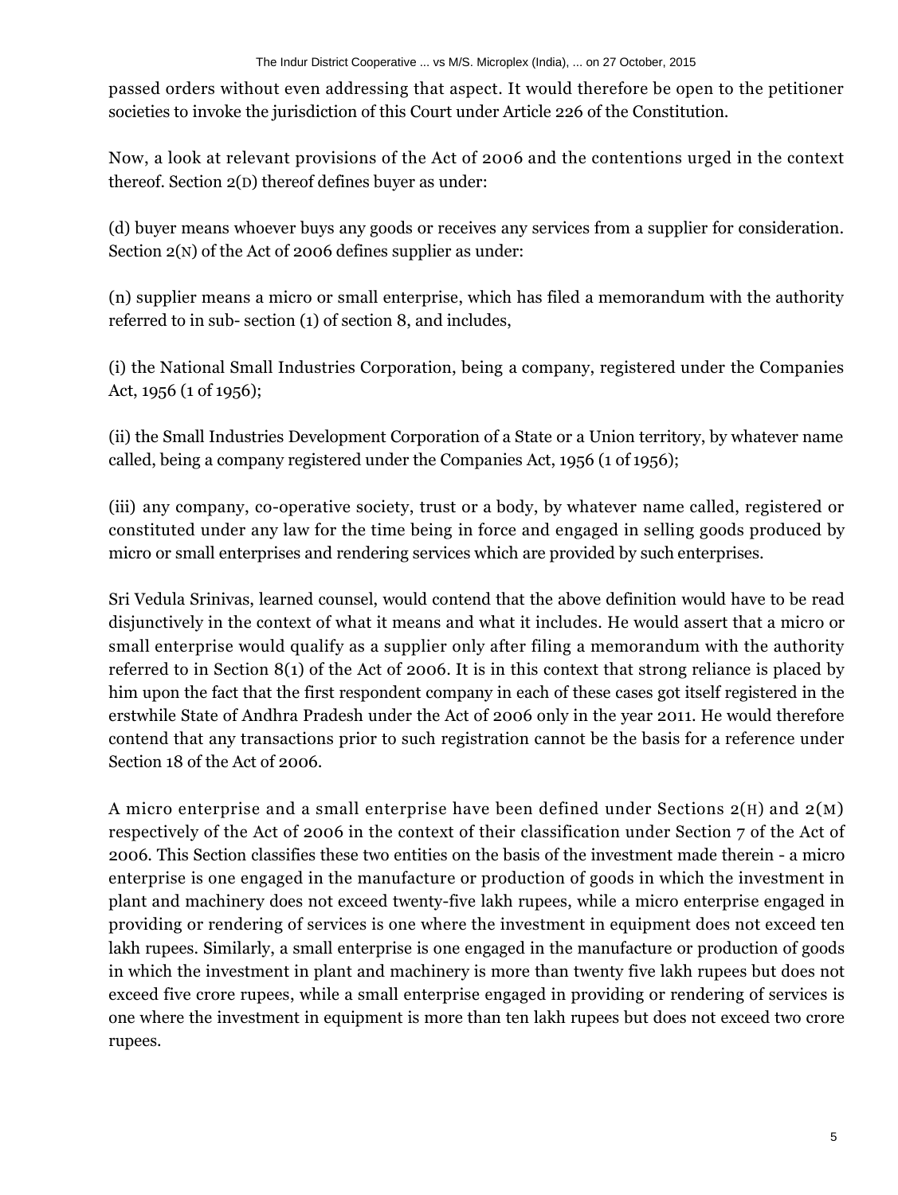passed orders without even addressing that aspect. It would therefore be open to the petitioner societies to invoke the jurisdiction of this Court under Article 226 of the Constitution.

Now, a look at relevant provisions of the Act of 2006 and the contentions urged in the context thereof. Section 2(D) thereof defines buyer as under:

(d) buyer means whoever buys any goods or receives any services from a supplier for consideration. Section 2(N) of the Act of 2006 defines supplier as under:

(n) supplier means a micro or small enterprise, which has filed a memorandum with the authority referred to in sub- section (1) of section 8, and includes,

(i) the National Small Industries Corporation, being a company, registered under the Companies Act, 1956 (1 of 1956);

(ii) the Small Industries Development Corporation of a State or a Union territory, by whatever name called, being a company registered under the Companies Act, 1956 (1 of 1956);

(iii) any company, co-operative society, trust or a body, by whatever name called, registered or constituted under any law for the time being in force and engaged in selling goods produced by micro or small enterprises and rendering services which are provided by such enterprises.

Sri Vedula Srinivas, learned counsel, would contend that the above definition would have to be read disjunctively in the context of what it means and what it includes. He would assert that a micro or small enterprise would qualify as a supplier only after filing a memorandum with the authority referred to in Section 8(1) of the Act of 2006. It is in this context that strong reliance is placed by him upon the fact that the first respondent company in each of these cases got itself registered in the erstwhile State of Andhra Pradesh under the Act of 2006 only in the year 2011. He would therefore contend that any transactions prior to such registration cannot be the basis for a reference under Section 18 of the Act of 2006.

A micro enterprise and a small enterprise have been defined under Sections 2(H) and 2(M) respectively of the Act of 2006 in the context of their classification under Section 7 of the Act of 2006. This Section classifies these two entities on the basis of the investment made therein - a micro enterprise is one engaged in the manufacture or production of goods in which the investment in plant and machinery does not exceed twenty-five lakh rupees, while a micro enterprise engaged in providing or rendering of services is one where the investment in equipment does not exceed ten lakh rupees. Similarly, a small enterprise is one engaged in the manufacture or production of goods in which the investment in plant and machinery is more than twenty five lakh rupees but does not exceed five crore rupees, while a small enterprise engaged in providing or rendering of services is one where the investment in equipment is more than ten lakh rupees but does not exceed two crore rupees.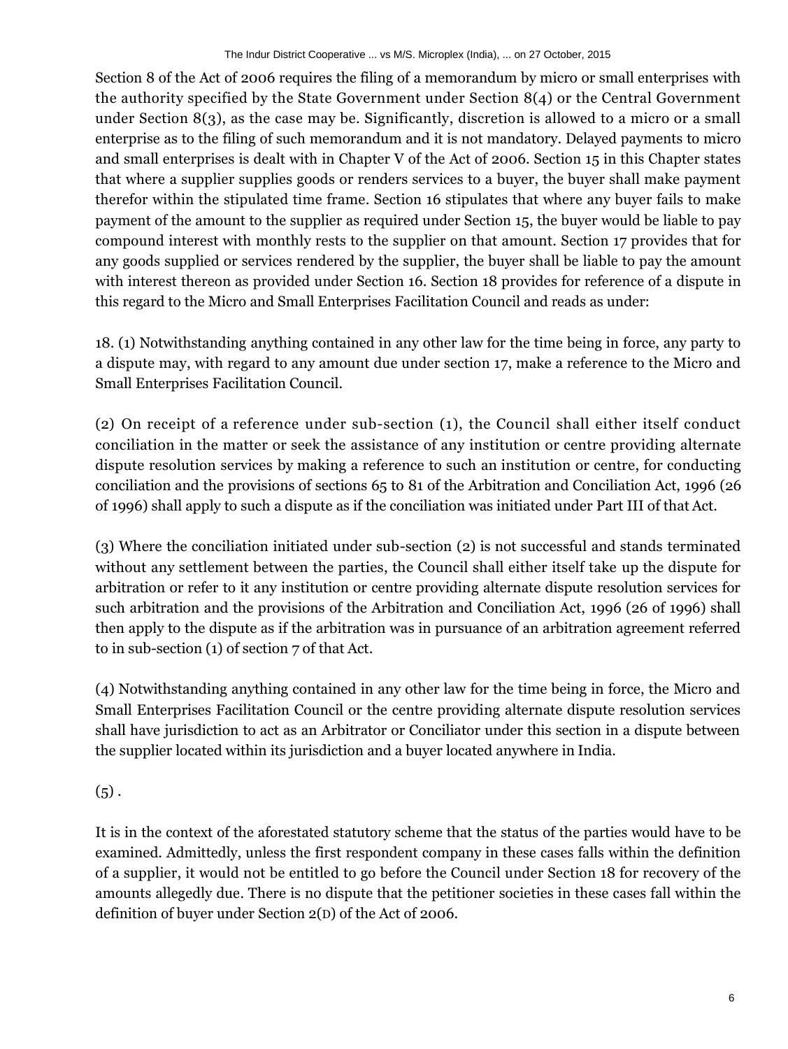Section 8 of the Act of 2006 requires the filing of a memorandum by micro or small enterprises with the authority specified by the State Government under Section 8(4) or the Central Government under Section 8(3), as the case may be. Significantly, discretion is allowed to a micro or a small enterprise as to the filing of such memorandum and it is not mandatory. Delayed payments to micro and small enterprises is dealt with in Chapter V of the Act of 2006. Section 15 in this Chapter states that where a supplier supplies goods or renders services to a buyer, the buyer shall make payment therefor within the stipulated time frame. Section 16 stipulates that where any buyer fails to make payment of the amount to the supplier as required under Section 15, the buyer would be liable to pay compound interest with monthly rests to the supplier on that amount. Section 17 provides that for any goods supplied or services rendered by the supplier, the buyer shall be liable to pay the amount with interest thereon as provided under Section 16. Section 18 provides for reference of a dispute in this regard to the Micro and Small Enterprises Facilitation Council and reads as under:

18. (1) Notwithstanding anything contained in any other law for the time being in force, any party to a dispute may, with regard to any amount due under section 17, make a reference to the Micro and Small Enterprises Facilitation Council.

(2) On receipt of a reference under sub-section (1), the Council shall either itself conduct conciliation in the matter or seek the assistance of any institution or centre providing alternate dispute resolution services by making a reference to such an institution or centre, for conducting conciliation and the provisions of sections 65 to 81 of the Arbitration and Conciliation Act, 1996 (26 of 1996) shall apply to such a dispute as if the conciliation was initiated under Part III of that Act.

(3) Where the conciliation initiated under sub-section (2) is not successful and stands terminated without any settlement between the parties, the Council shall either itself take up the dispute for arbitration or refer to it any institution or centre providing alternate dispute resolution services for such arbitration and the provisions of the Arbitration and Conciliation Act, 1996 (26 of 1996) shall then apply to the dispute as if the arbitration was in pursuance of an arbitration agreement referred to in sub-section (1) of section 7 of that Act.

(4) Notwithstanding anything contained in any other law for the time being in force, the Micro and Small Enterprises Facilitation Council or the centre providing alternate dispute resolution services shall have jurisdiction to act as an Arbitrator or Conciliator under this section in a dispute between the supplier located within its jurisdiction and a buyer located anywhere in India.

(5) .

It is in the context of the aforestated statutory scheme that the status of the parties would have to be examined. Admittedly, unless the first respondent company in these cases falls within the definition of a supplier, it would not be entitled to go before the Council under Section 18 for recovery of the amounts allegedly due. There is no dispute that the petitioner societies in these cases fall within the definition of buyer under Section 2(D) of the Act of 2006.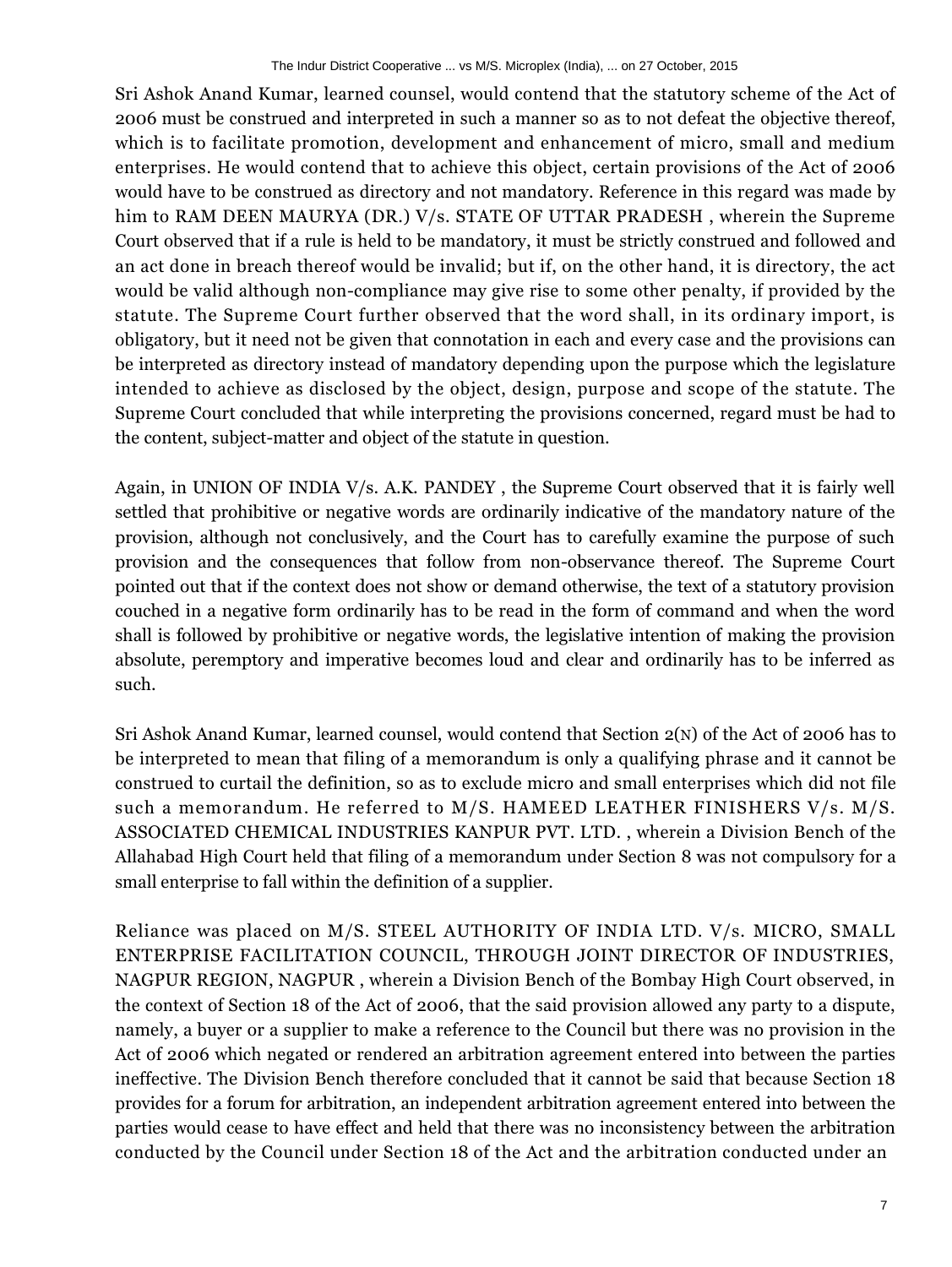Sri Ashok Anand Kumar, learned counsel, would contend that the statutory scheme of the Act of 2006 must be construed and interpreted in such a manner so as to not defeat the objective thereof, which is to facilitate promotion, development and enhancement of micro, small and medium enterprises. He would contend that to achieve this object, certain provisions of the Act of 2006 would have to be construed as directory and not mandatory. Reference in this regard was made by him to RAM DEEN MAURYA (DR.) V/s. STATE OF UTTAR PRADESH , wherein the Supreme Court observed that if a rule is held to be mandatory, it must be strictly construed and followed and an act done in breach thereof would be invalid; but if, on the other hand, it is directory, the act would be valid although non-compliance may give rise to some other penalty, if provided by the statute. The Supreme Court further observed that the word shall, in its ordinary import, is obligatory, but it need not be given that connotation in each and every case and the provisions can be interpreted as directory instead of mandatory depending upon the purpose which the legislature intended to achieve as disclosed by the object, design, purpose and scope of the statute. The Supreme Court concluded that while interpreting the provisions concerned, regard must be had to the content, subject-matter and object of the statute in question.

Again, in UNION OF INDIA V/s. A.K. PANDEY , the Supreme Court observed that it is fairly well settled that prohibitive or negative words are ordinarily indicative of the mandatory nature of the provision, although not conclusively, and the Court has to carefully examine the purpose of such provision and the consequences that follow from non-observance thereof. The Supreme Court pointed out that if the context does not show or demand otherwise, the text of a statutory provision couched in a negative form ordinarily has to be read in the form of command and when the word shall is followed by prohibitive or negative words, the legislative intention of making the provision absolute, peremptory and imperative becomes loud and clear and ordinarily has to be inferred as such.

Sri Ashok Anand Kumar, learned counsel, would contend that Section 2(N) of the Act of 2006 has to be interpreted to mean that filing of a memorandum is only a qualifying phrase and it cannot be construed to curtail the definition, so as to exclude micro and small enterprises which did not file such a memorandum. He referred to M/S. HAMEED LEATHER FINISHERS V/s. M/S. ASSOCIATED CHEMICAL INDUSTRIES KANPUR PVT. LTD. , wherein a Division Bench of the Allahabad High Court held that filing of a memorandum under Section 8 was not compulsory for a small enterprise to fall within the definition of a supplier.

Reliance was placed on M/S. STEEL AUTHORITY OF INDIA LTD. V/s. MICRO, SMALL ENTERPRISE FACILITATION COUNCIL, THROUGH JOINT DIRECTOR OF INDUSTRIES, NAGPUR REGION, NAGPUR , wherein a Division Bench of the Bombay High Court observed, in the context of Section 18 of the Act of 2006, that the said provision allowed any party to a dispute, namely, a buyer or a supplier to make a reference to the Council but there was no provision in the Act of 2006 which negated or rendered an arbitration agreement entered into between the parties ineffective. The Division Bench therefore concluded that it cannot be said that because Section 18 provides for a forum for arbitration, an independent arbitration agreement entered into between the parties would cease to have effect and held that there was no inconsistency between the arbitration conducted by the Council under Section 18 of the Act and the arbitration conducted under an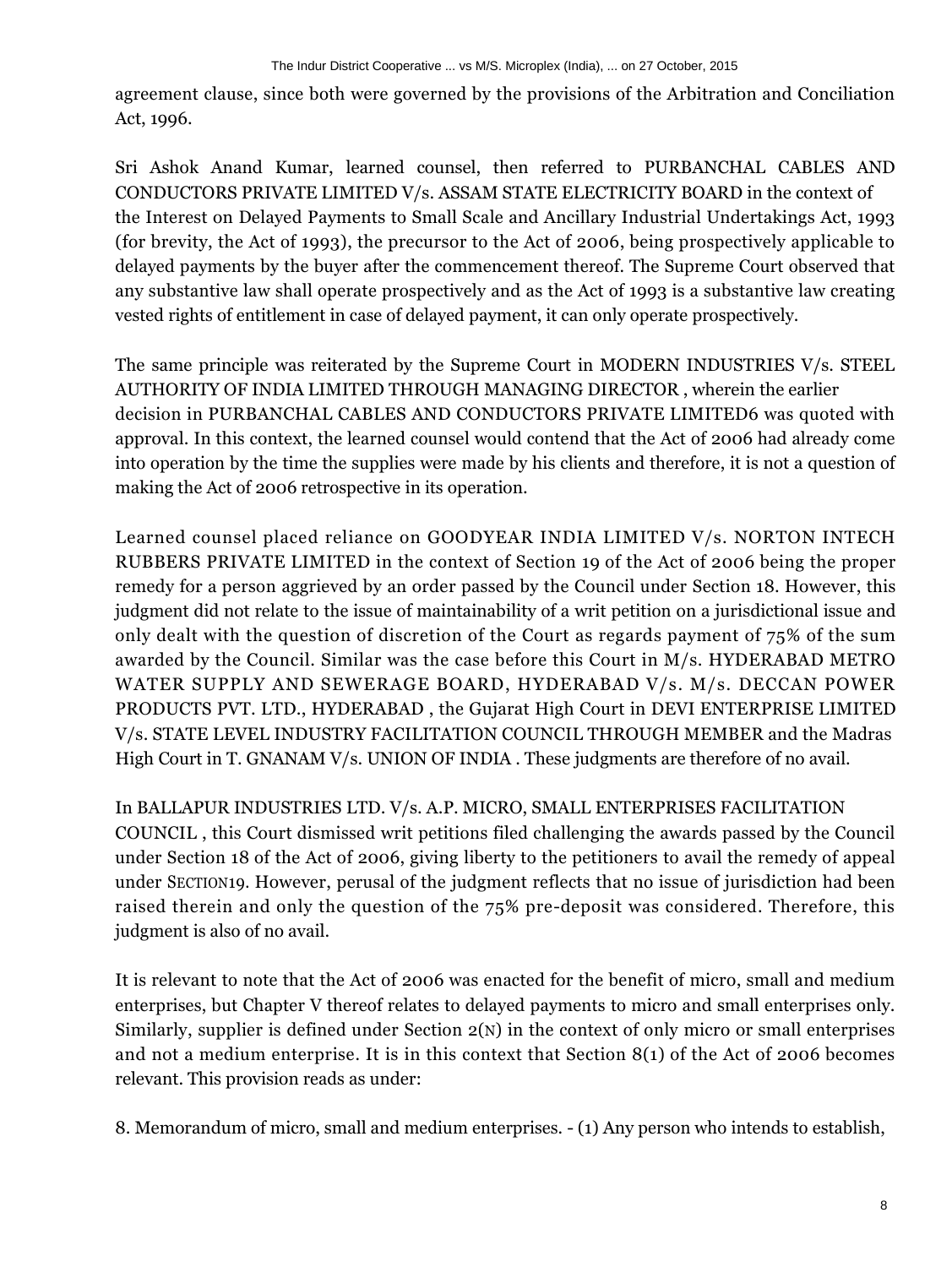agreement clause, since both were governed by the provisions of the Arbitration and Conciliation Act, 1996.

Sri Ashok Anand Kumar, learned counsel, then referred to PURBANCHAL CABLES AND CONDUCTORS PRIVATE LIMITED V/s. ASSAM STATE ELECTRICITY BOARD in the context of the Interest on Delayed Payments to Small Scale and Ancillary Industrial Undertakings Act, 1993 (for brevity, the Act of 1993), the precursor to the Act of 2006, being prospectively applicable to delayed payments by the buyer after the commencement thereof. The Supreme Court observed that any substantive law shall operate prospectively and as the Act of 1993 is a substantive law creating vested rights of entitlement in case of delayed payment, it can only operate prospectively.

The same principle was reiterated by the Supreme Court in MODERN INDUSTRIES V/s. STEEL AUTHORITY OF INDIA LIMITED THROUGH MANAGING DIRECTOR , wherein the earlier decision in PURBANCHAL CABLES AND CONDUCTORS PRIVATE LIMITED6 was quoted with approval. In this context, the learned counsel would contend that the Act of 2006 had already come into operation by the time the supplies were made by his clients and therefore, it is not a question of making the Act of 2006 retrospective in its operation.

Learned counsel placed reliance on GOODYEAR INDIA LIMITED V/s. NORTON INTECH RUBBERS PRIVATE LIMITED in the context of Section 19 of the Act of 2006 being the proper remedy for a person aggrieved by an order passed by the Council under Section 18. However, this judgment did not relate to the issue of maintainability of a writ petition on a jurisdictional issue and only dealt with the question of discretion of the Court as regards payment of 75% of the sum awarded by the Council. Similar was the case before this Court in M/s. HYDERABAD METRO WATER SUPPLY AND SEWERAGE BOARD, HYDERABAD V/s. M/s. DECCAN POWER PRODUCTS PVT. LTD., HYDERABAD , the Gujarat High Court in DEVI ENTERPRISE LIMITED V/s. STATE LEVEL INDUSTRY FACILITATION COUNCIL THROUGH MEMBER and the Madras High Court in T. GNANAM V/s. UNION OF INDIA . These judgments are therefore of no avail.

In BALLAPUR INDUSTRIES LTD. V/s. A.P. MICRO, SMALL ENTERPRISES FACILITATION COUNCIL , this Court dismissed writ petitions filed challenging the awards passed by the Council under Section 18 of the Act of 2006, giving liberty to the petitioners to avail the remedy of appeal under SECTION19. However, perusal of the judgment reflects that no issue of jurisdiction had been raised therein and only the question of the 75% pre-deposit was considered. Therefore, this judgment is also of no avail.

It is relevant to note that the Act of 2006 was enacted for the benefit of micro, small and medium enterprises, but Chapter V thereof relates to delayed payments to micro and small enterprises only. Similarly, supplier is defined under Section 2(N) in the context of only micro or small enterprises and not a medium enterprise. It is in this context that Section 8(1) of the Act of 2006 becomes relevant. This provision reads as under:

8. Memorandum of micro, small and medium enterprises. - (1) Any person who intends to establish,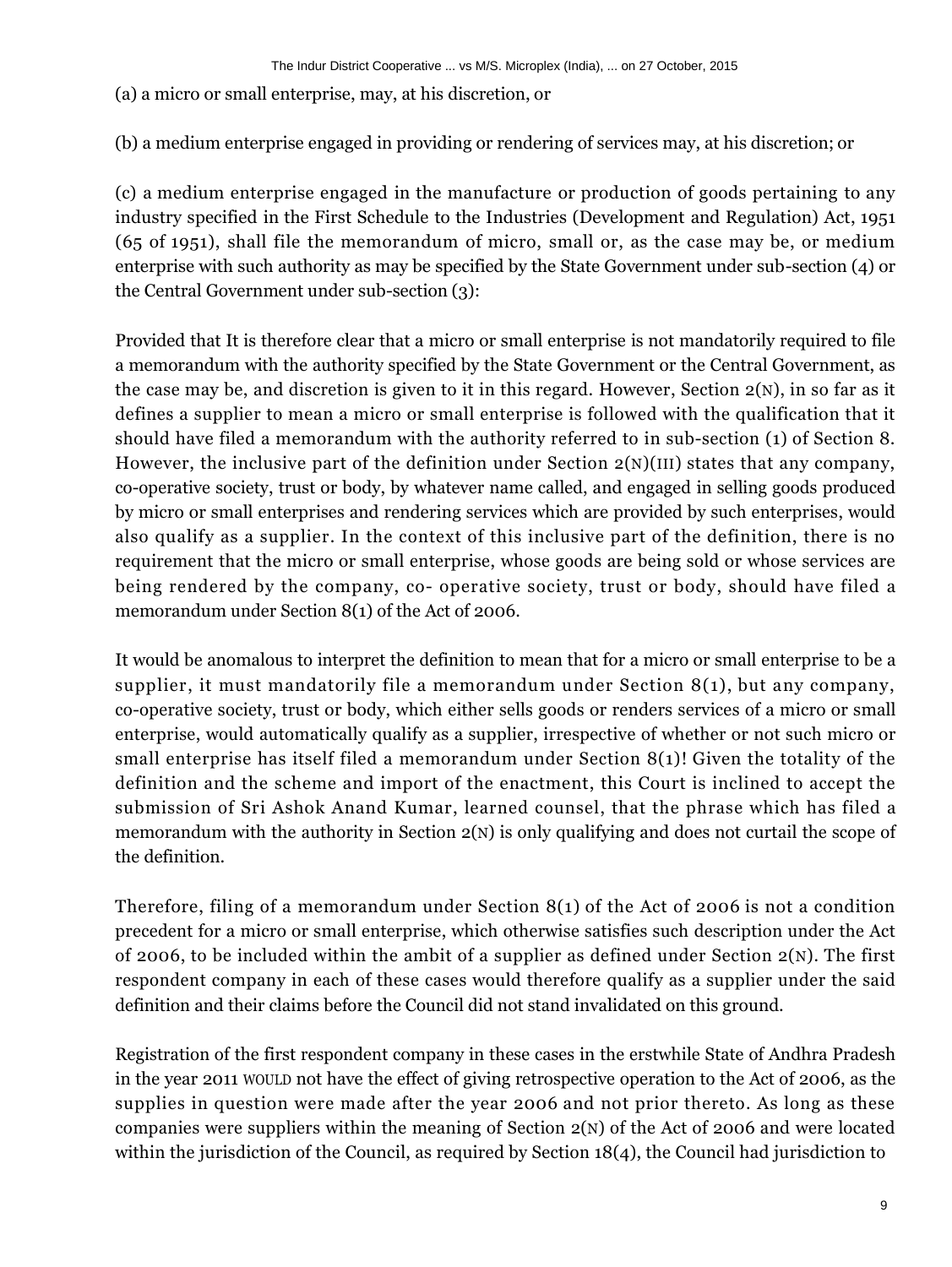(a) a micro or small enterprise, may, at his discretion, or

(b) a medium enterprise engaged in providing or rendering of services may, at his discretion; or

(c) a medium enterprise engaged in the manufacture or production of goods pertaining to any industry specified in the First Schedule to the Industries (Development and Regulation) Act, 1951 (65 of 1951), shall file the memorandum of micro, small or, as the case may be, or medium enterprise with such authority as may be specified by the State Government under sub-section (4) or the Central Government under sub-section (3):

Provided that It is therefore clear that a micro or small enterprise is not mandatorily required to file a memorandum with the authority specified by the State Government or the Central Government, as the case may be, and discretion is given to it in this regard. However, Section 2(N), in so far as it defines a supplier to mean a micro or small enterprise is followed with the qualification that it should have filed a memorandum with the authority referred to in sub-section (1) of Section 8. However, the inclusive part of the definition under Section 2(N)(III) states that any company, co-operative society, trust or body, by whatever name called, and engaged in selling goods produced by micro or small enterprises and rendering services which are provided by such enterprises, would also qualify as a supplier. In the context of this inclusive part of the definition, there is no requirement that the micro or small enterprise, whose goods are being sold or whose services are being rendered by the company, co- operative society, trust or body, should have filed a memorandum under Section 8(1) of the Act of 2006.

It would be anomalous to interpret the definition to mean that for a micro or small enterprise to be a supplier, it must mandatorily file a memorandum under Section 8(1), but any company, co-operative society, trust or body, which either sells goods or renders services of a micro or small enterprise, would automatically qualify as a supplier, irrespective of whether or not such micro or small enterprise has itself filed a memorandum under Section 8(1)! Given the totality of the definition and the scheme and import of the enactment, this Court is inclined to accept the submission of Sri Ashok Anand Kumar, learned counsel, that the phrase which has filed a memorandum with the authority in Section 2(N) is only qualifying and does not curtail the scope of the definition.

Therefore, filing of a memorandum under Section 8(1) of the Act of 2006 is not a condition precedent for a micro or small enterprise, which otherwise satisfies such description under the Act of 2006, to be included within the ambit of a supplier as defined under Section 2(N). The first respondent company in each of these cases would therefore qualify as a supplier under the said definition and their claims before the Council did not stand invalidated on this ground.

Registration of the first respondent company in these cases in the erstwhile State of Andhra Pradesh in the year 2011 WOULD not have the effect of giving retrospective operation to the Act of 2006, as the supplies in question were made after the year 2006 and not prior thereto. As long as these companies were suppliers within the meaning of Section 2(N) of the Act of 2006 and were located within the jurisdiction of the Council, as required by Section 18(4), the Council had jurisdiction to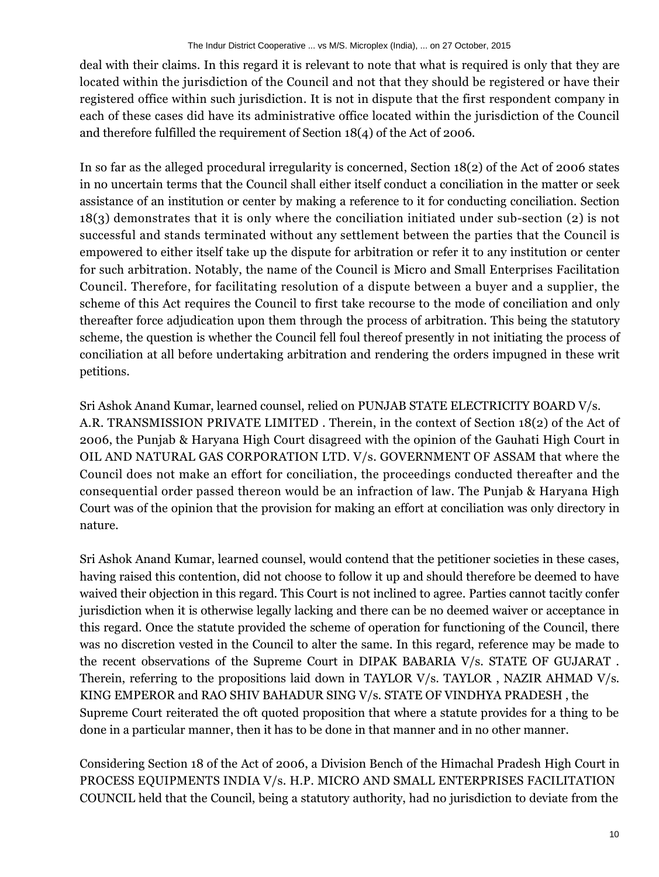deal with their claims. In this regard it is relevant to note that what is required is only that they are located within the jurisdiction of the Council and not that they should be registered or have their registered office within such jurisdiction. It is not in dispute that the first respondent company in each of these cases did have its administrative office located within the jurisdiction of the Council and therefore fulfilled the requirement of Section 18(4) of the Act of 2006.

In so far as the alleged procedural irregularity is concerned, Section 18(2) of the Act of 2006 states in no uncertain terms that the Council shall either itself conduct a conciliation in the matter or seek assistance of an institution or center by making a reference to it for conducting conciliation. Section 18(3) demonstrates that it is only where the conciliation initiated under sub-section (2) is not successful and stands terminated without any settlement between the parties that the Council is empowered to either itself take up the dispute for arbitration or refer it to any institution or center for such arbitration. Notably, the name of the Council is Micro and Small Enterprises Facilitation Council. Therefore, for facilitating resolution of a dispute between a buyer and a supplier, the scheme of this Act requires the Council to first take recourse to the mode of conciliation and only thereafter force adjudication upon them through the process of arbitration. This being the statutory scheme, the question is whether the Council fell foul thereof presently in not initiating the process of conciliation at all before undertaking arbitration and rendering the orders impugned in these writ petitions.

Sri Ashok Anand Kumar, learned counsel, relied on PUNJAB STATE ELECTRICITY BOARD V/s. A.R. TRANSMISSION PRIVATE LIMITED . Therein, in the context of Section 18(2) of the Act of 2006, the Punjab & Haryana High Court disagreed with the opinion of the Gauhati High Court in OIL AND NATURAL GAS CORPORATION LTD. V/s. GOVERNMENT OF ASSAM that where the Council does not make an effort for conciliation, the proceedings conducted thereafter and the consequential order passed thereon would be an infraction of law. The Punjab & Haryana High Court was of the opinion that the provision for making an effort at conciliation was only directory in nature.

Sri Ashok Anand Kumar, learned counsel, would contend that the petitioner societies in these cases, having raised this contention, did not choose to follow it up and should therefore be deemed to have waived their objection in this regard. This Court is not inclined to agree. Parties cannot tacitly confer jurisdiction when it is otherwise legally lacking and there can be no deemed waiver or acceptance in this regard. Once the statute provided the scheme of operation for functioning of the Council, there was no discretion vested in the Council to alter the same. In this regard, reference may be made to the recent observations of the Supreme Court in DIPAK BABARIA V/s. STATE OF GUJARAT . Therein, referring to the propositions laid down in TAYLOR V/s. TAYLOR , NAZIR AHMAD V/s. KING EMPEROR and RAO SHIV BAHADUR SING V/s. STATE OF VINDHYA PRADESH , the Supreme Court reiterated the oft quoted proposition that where a statute provides for a thing to be done in a particular manner, then it has to be done in that manner and in no other manner.

Considering Section 18 of the Act of 2006, a Division Bench of the Himachal Pradesh High Court in PROCESS EQUIPMENTS INDIA V/s. H.P. MICRO AND SMALL ENTERPRISES FACILITATION COUNCIL held that the Council, being a statutory authority, had no jurisdiction to deviate from the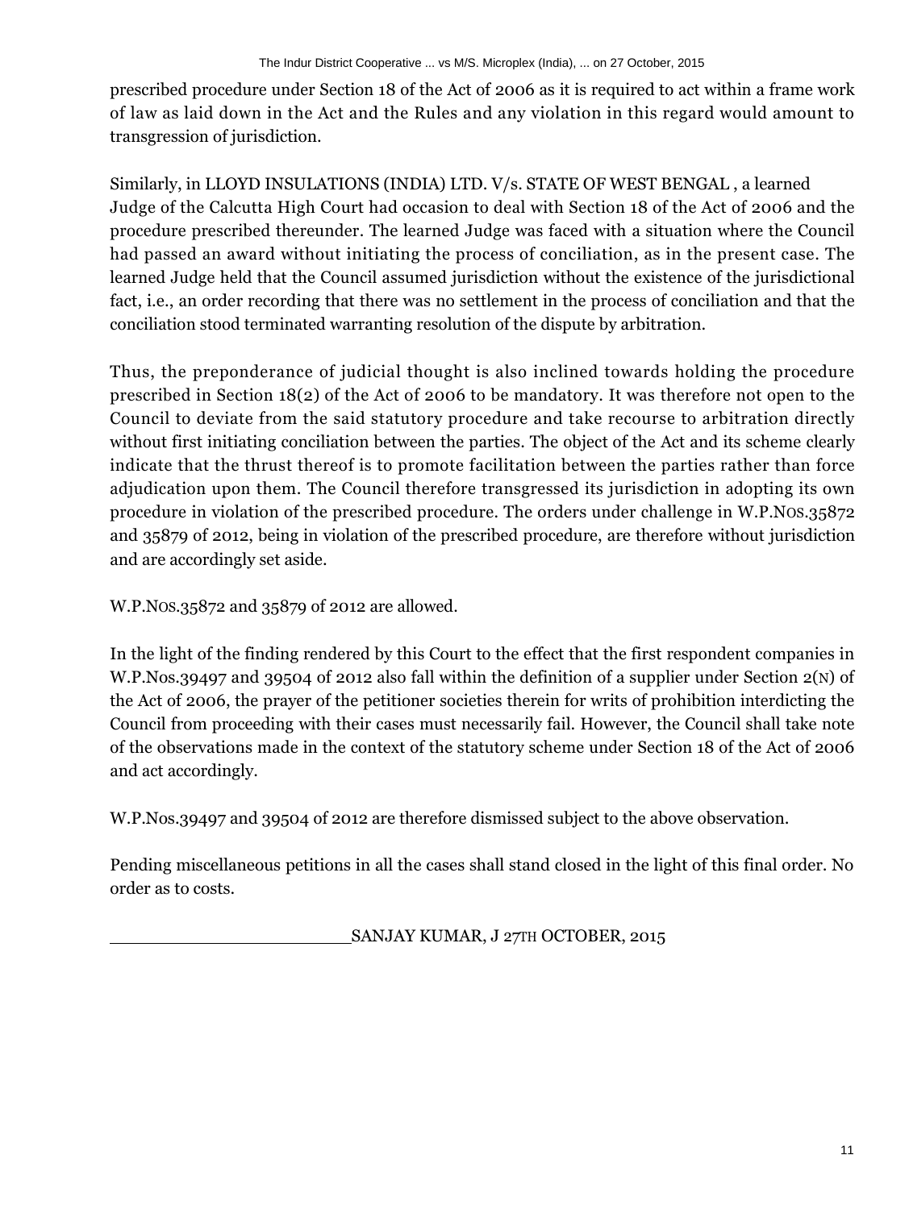prescribed procedure under Section 18 of the Act of 2006 as it is required to act within a frame work of law as laid down in the Act and the Rules and any violation in this regard would amount to transgression of jurisdiction.

Similarly, in LLOYD INSULATIONS (INDIA) LTD. V/s. STATE OF WEST BENGAL , a learned Judge of the Calcutta High Court had occasion to deal with Section 18 of the Act of 2006 and the procedure prescribed thereunder. The learned Judge was faced with a situation where the Council had passed an award without initiating the process of conciliation, as in the present case. The learned Judge held that the Council assumed jurisdiction without the existence of the jurisdictional fact, i.e., an order recording that there was no settlement in the process of conciliation and that the conciliation stood terminated warranting resolution of the dispute by arbitration.

Thus, the preponderance of judicial thought is also inclined towards holding the procedure prescribed in Section 18(2) of the Act of 2006 to be mandatory. It was therefore not open to the Council to deviate from the said statutory procedure and take recourse to arbitration directly without first initiating conciliation between the parties. The object of the Act and its scheme clearly indicate that the thrust thereof is to promote facilitation between the parties rather than force adjudication upon them. The Council therefore transgressed its jurisdiction in adopting its own procedure in violation of the prescribed procedure. The orders under challenge in W.P.NOS.35872 and 35879 of 2012, being in violation of the prescribed procedure, are therefore without jurisdiction and are accordingly set aside.

W.P.NOS.35872 and 35879 of 2012 are allowed.

In the light of the finding rendered by this Court to the effect that the first respondent companies in W.P.Nos.39497 and 39504 of 2012 also fall within the definition of a supplier under Section 2(N) of the Act of 2006, the prayer of the petitioner societies therein for writs of prohibition interdicting the Council from proceeding with their cases must necessarily fail. However, the Council shall take note of the observations made in the context of the statutory scheme under Section 18 of the Act of 2006 and act accordingly.

W.P.Nos.39497 and 39504 of 2012 are therefore dismissed subject to the above observation.

Pending miscellaneous petitions in all the cases shall stand closed in the light of this final order. No order as to costs.

SANJAY KUMAR, J 27TH OCTOBER, 2015